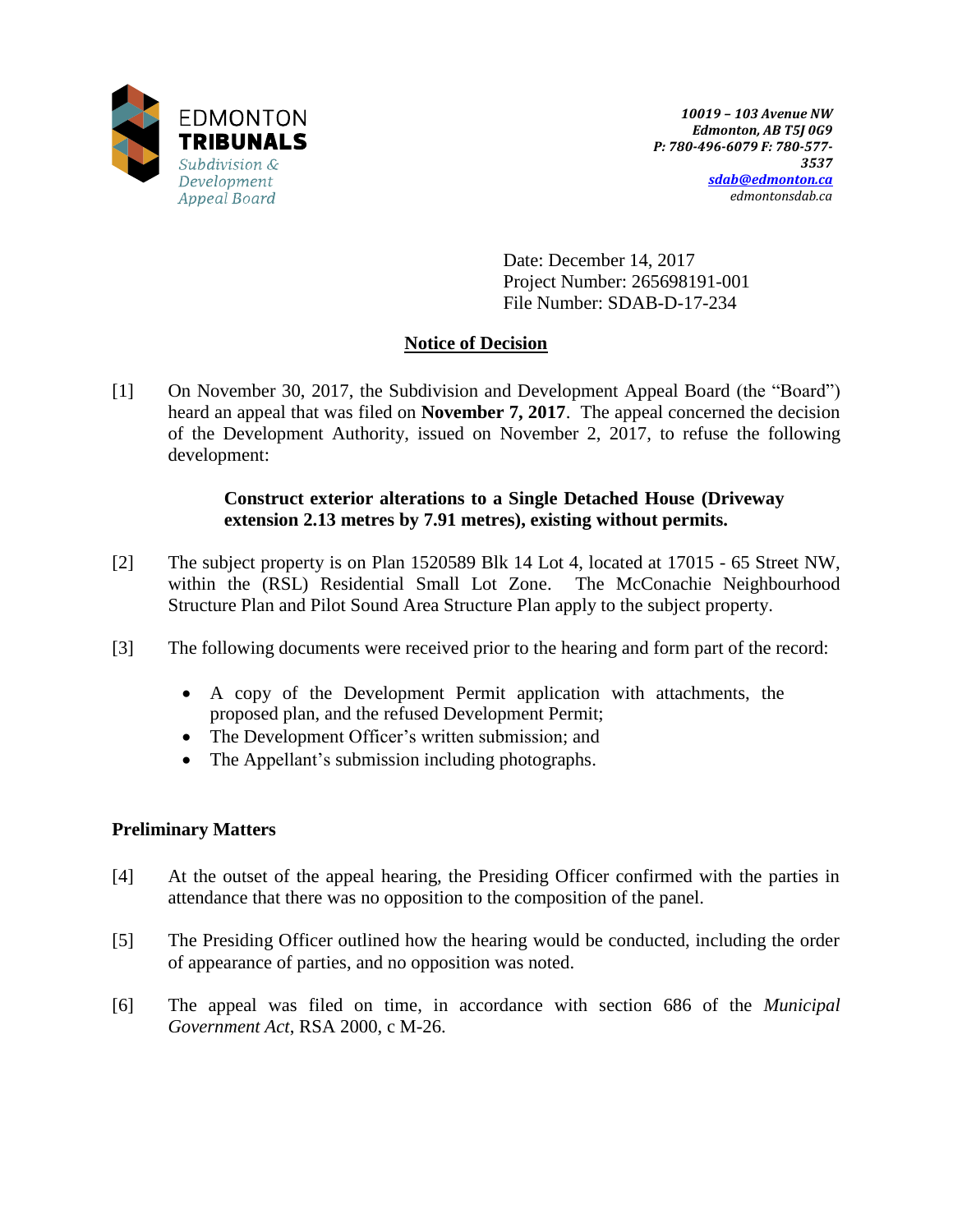EDMONTON **TRIBUNALS**
*Subdivision & Development Appeal Board*

***10019 – 103 Avenue NW***
***Edmonton, AB T5J 0G9***
***P: 780-496-6079 F: 780-577-3537***
***sdab@edmonton.ca***
*edmontonsdab.ca*

Date: December 14, 2017
Project Number: 265698191-001
File Number: SDAB-D-17-234

## Notice of Decision

[1] On November 30, 2017, the Subdivision and Development Appeal Board (the "Board") heard an appeal that was filed on **November 7, 2017**. The appeal concerned the decision of the Development Authority, issued on November 2, 2017, to refuse the following development:

> **Construct exterior alterations to a Single Detached House (Driveway extension 2.13 metres by 7.91 metres), existing without permits.**

[2] The subject property is on Plan 1520589 Blk 14 Lot 4, located at 17015 - 65 Street NW, within the (RSL) Residential Small Lot Zone. The McConachie Neighbourhood Structure Plan and Pilot Sound Area Structure Plan apply to the subject property.

[3] The following documents were received prior to the hearing and form part of the record:

- A copy of the Development Permit application with attachments, the proposed plan, and the refused Development Permit;
- The Development Officer's written submission; and
- The Appellant's submission including photographs.

### Preliminary Matters

[4] At the outset of the appeal hearing, the Presiding Officer confirmed with the parties in attendance that there was no opposition to the composition of the panel.

[5] The Presiding Officer outlined how the hearing would be conducted, including the order of appearance of parties, and no opposition was noted.

[6] The appeal was filed on time, in accordance with section 686 of the *Municipal Government Act*, RSA 2000, c M-26.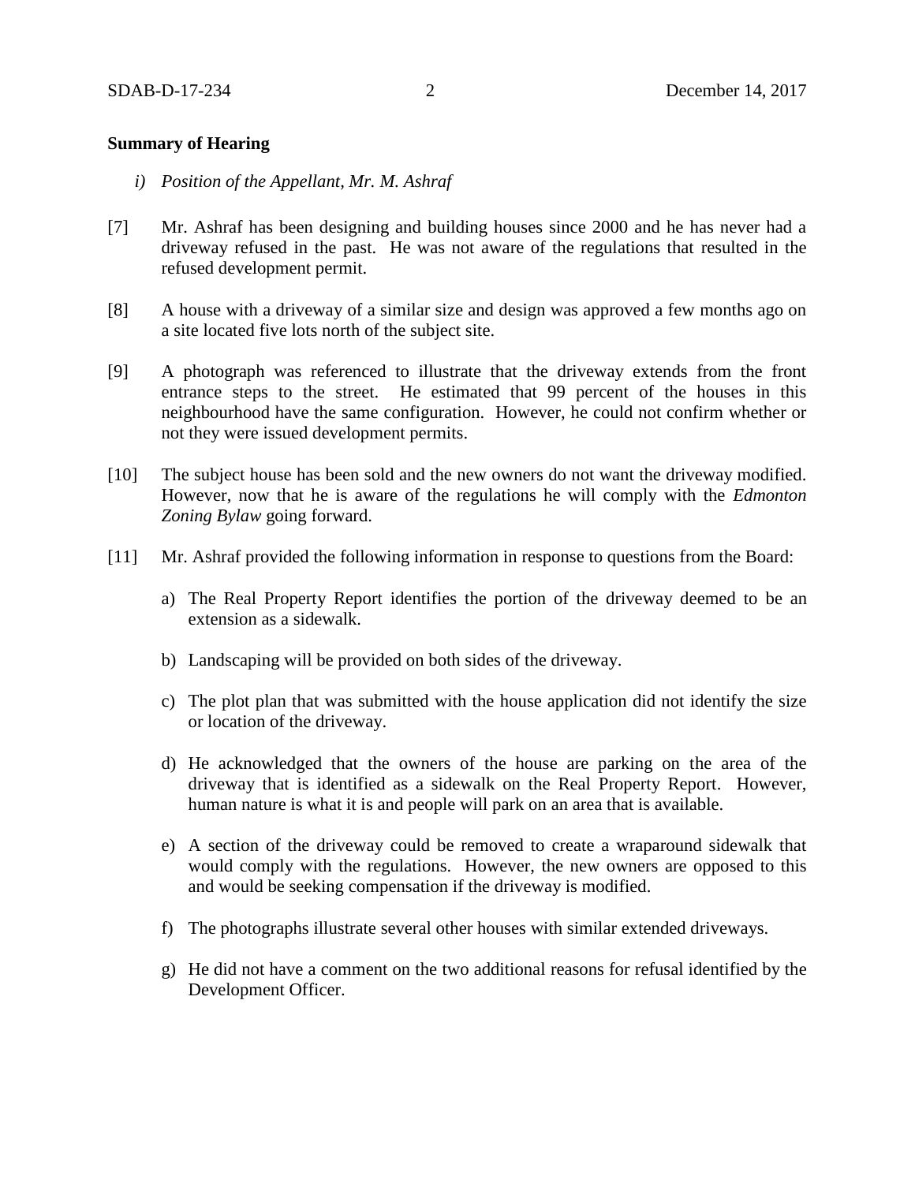**Summary of Hearing**

*i) Position of the Appellant, Mr. M. Ashraf*

[7] Mr. Ashraf has been designing and building houses since 2000 and he has never had a driveway refused in the past. He was not aware of the regulations that resulted in the refused development permit.

[8] A house with a driveway of a similar size and design was approved a few months ago on a site located five lots north of the subject site.

[9] A photograph was referenced to illustrate that the driveway extends from the front entrance steps to the street. He estimated that 99 percent of the houses in this neighbourhood have the same configuration. However, he could not confirm whether or not they were issued development permits.

[10] The subject house has been sold and the new owners do not want the driveway modified. However, now that he is aware of the regulations he will comply with the *Edmonton Zoning Bylaw* going forward.

[11] Mr. Ashraf provided the following information in response to questions from the Board:

a) The Real Property Report identifies the portion of the driveway deemed to be an extension as a sidewalk.

b) Landscaping will be provided on both sides of the driveway.

c) The plot plan that was submitted with the house application did not identify the size or location of the driveway.

d) He acknowledged that the owners of the house are parking on the area of the driveway that is identified as a sidewalk on the Real Property Report. However, human nature is what it is and people will park on an area that is available.

e) A section of the driveway could be removed to create a wraparound sidewalk that would comply with the regulations. However, the new owners are opposed to this and would be seeking compensation if the driveway is modified.

f) The photographs illustrate several other houses with similar extended driveways.

g) He did not have a comment on the two additional reasons for refusal identified by the Development Officer.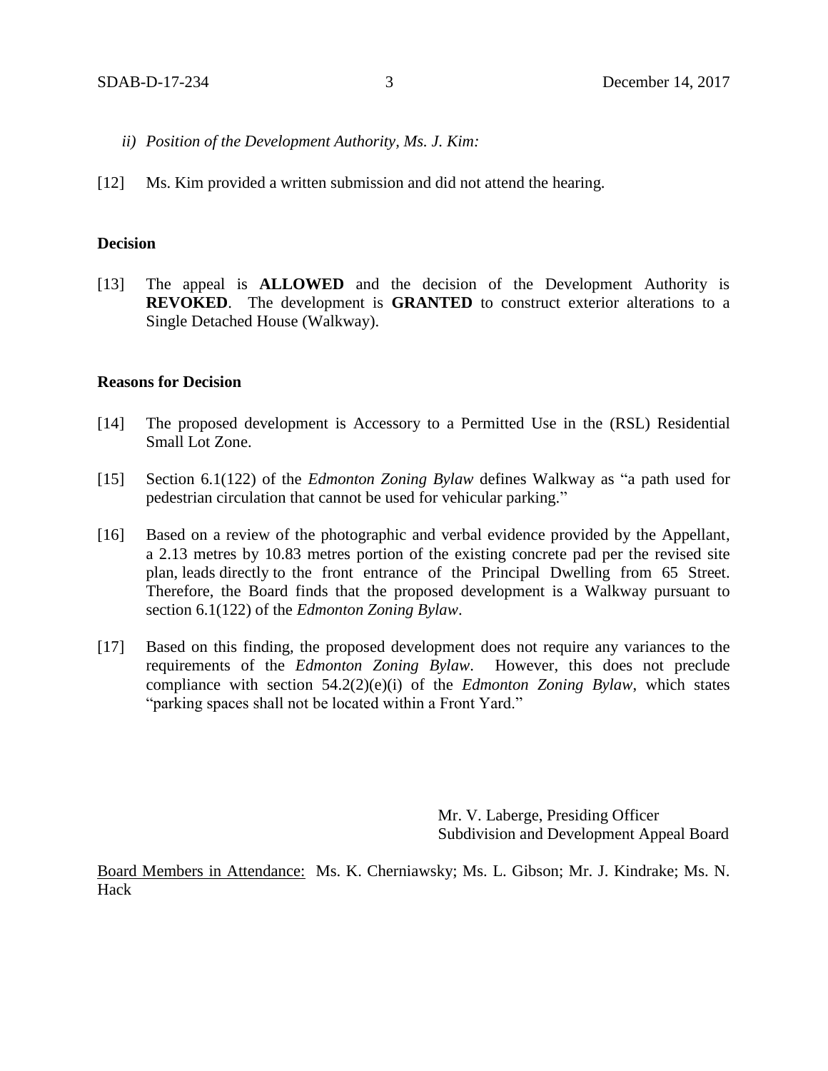*ii) Position of the Development Authority, Ms. J. Kim:*

[12] Ms. Kim provided a written submission and did not attend the hearing.

## Decision

[13] The appeal is **ALLOWED** and the decision of the Development Authority is **REVOKED**. The development is **GRANTED** to construct exterior alterations to a Single Detached House (Walkway).

## Reasons for Decision

[14] The proposed development is Accessory to a Permitted Use in the (RSL) Residential Small Lot Zone.

[15] Section 6.1(122) of the *Edmonton Zoning Bylaw* defines Walkway as "a path used for pedestrian circulation that cannot be used for vehicular parking."

[16] Based on a review of the photographic and verbal evidence provided by the Appellant, a 2.13 metres by 10.83 metres portion of the existing concrete pad per the revised site plan, leads directly to the front entrance of the Principal Dwelling from 65 Street. Therefore, the Board finds that the proposed development is a Walkway pursuant to section 6.1(122) of the *Edmonton Zoning Bylaw*.

[17] Based on this finding, the proposed development does not require any variances to the requirements of the *Edmonton Zoning Bylaw*. However, this does not preclude compliance with section 54.2(2)(e)(i) of the *Edmonton Zoning Bylaw*, which states "parking spaces shall not be located within a Front Yard."

Mr. V. Laberge, Presiding Officer
Subdivision and Development Appeal Board

Board Members in Attendance: Ms. K. Cherniawsky; Ms. L. Gibson; Mr. J. Kindrake; Ms. N. Hack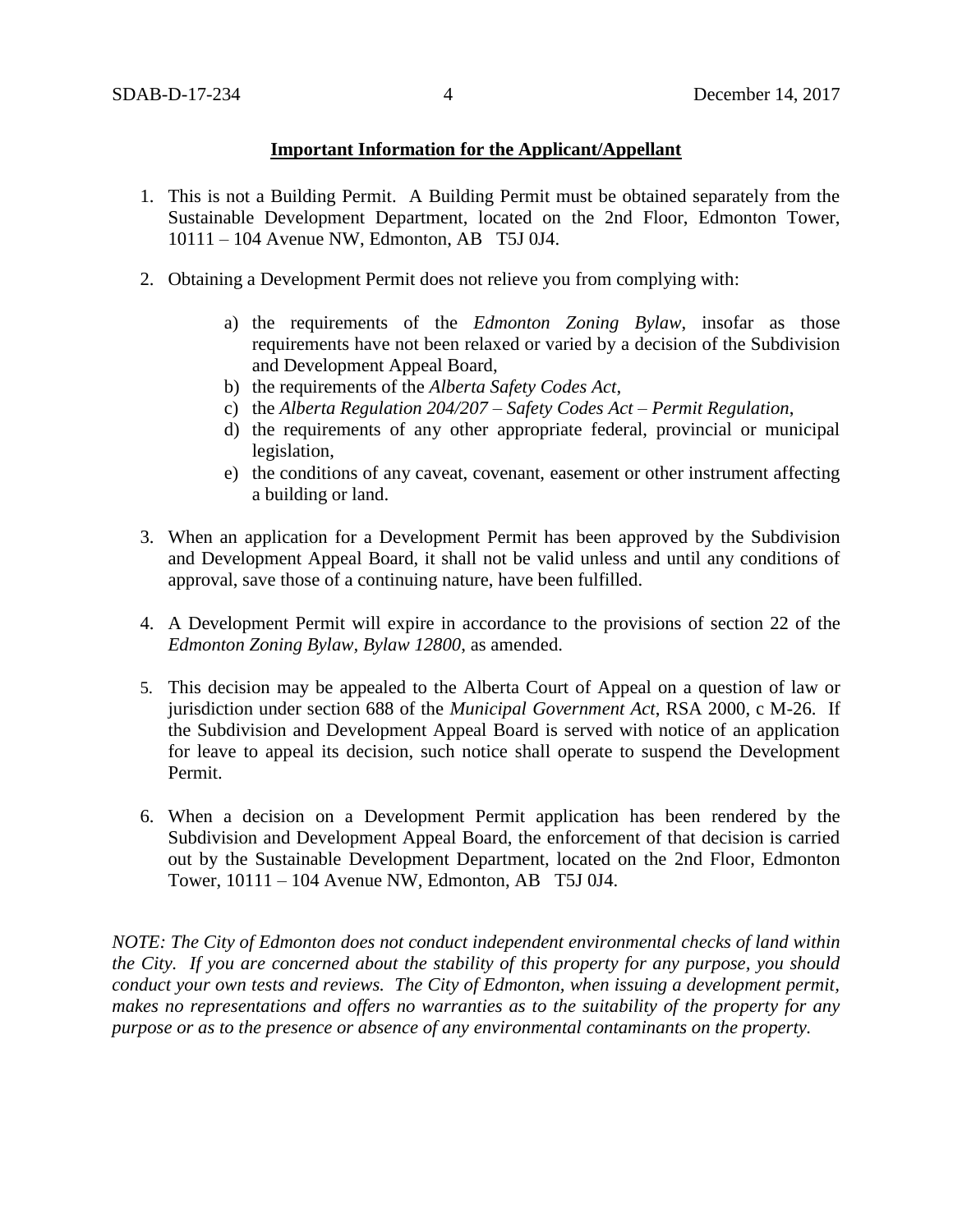**Important Information for the Applicant/Appellant**

1. This is not a Building Permit. A Building Permit must be obtained separately from the Sustainable Development Department, located on the 2nd Floor, Edmonton Tower, 10111 – 104 Avenue NW, Edmonton, AB T5J 0J4.

2. Obtaining a Development Permit does not relieve you from complying with:

   a) the requirements of the *Edmonton Zoning Bylaw*, insofar as those requirements have not been relaxed or varied by a decision of the Subdivision and Development Appeal Board,
   b) the requirements of the *Alberta Safety Codes Act*,
   c) the *Alberta Regulation 204/207 – Safety Codes Act – Permit Regulation*,
   d) the requirements of any other appropriate federal, provincial or municipal legislation,
   e) the conditions of any caveat, covenant, easement or other instrument affecting a building or land.

3. When an application for a Development Permit has been approved by the Subdivision and Development Appeal Board, it shall not be valid unless and until any conditions of approval, save those of a continuing nature, have been fulfilled.

4. A Development Permit will expire in accordance to the provisions of section 22 of the *Edmonton Zoning Bylaw, Bylaw 12800*, as amended.

5. This decision may be appealed to the Alberta Court of Appeal on a question of law or jurisdiction under section 688 of the *Municipal Government Act*, RSA 2000, c M-26. If the Subdivision and Development Appeal Board is served with notice of an application for leave to appeal its decision, such notice shall operate to suspend the Development Permit.

6. When a decision on a Development Permit application has been rendered by the Subdivision and Development Appeal Board, the enforcement of that decision is carried out by the Sustainable Development Department, located on the 2nd Floor, Edmonton Tower, 10111 – 104 Avenue NW, Edmonton, AB T5J 0J4.

*NOTE: The City of Edmonton does not conduct independent environmental checks of land within the City. If you are concerned about the stability of this property for any purpose, you should conduct your own tests and reviews. The City of Edmonton, when issuing a development permit, makes no representations and offers no warranties as to the suitability of the property for any purpose or as to the presence or absence of any environmental contaminants on the property.*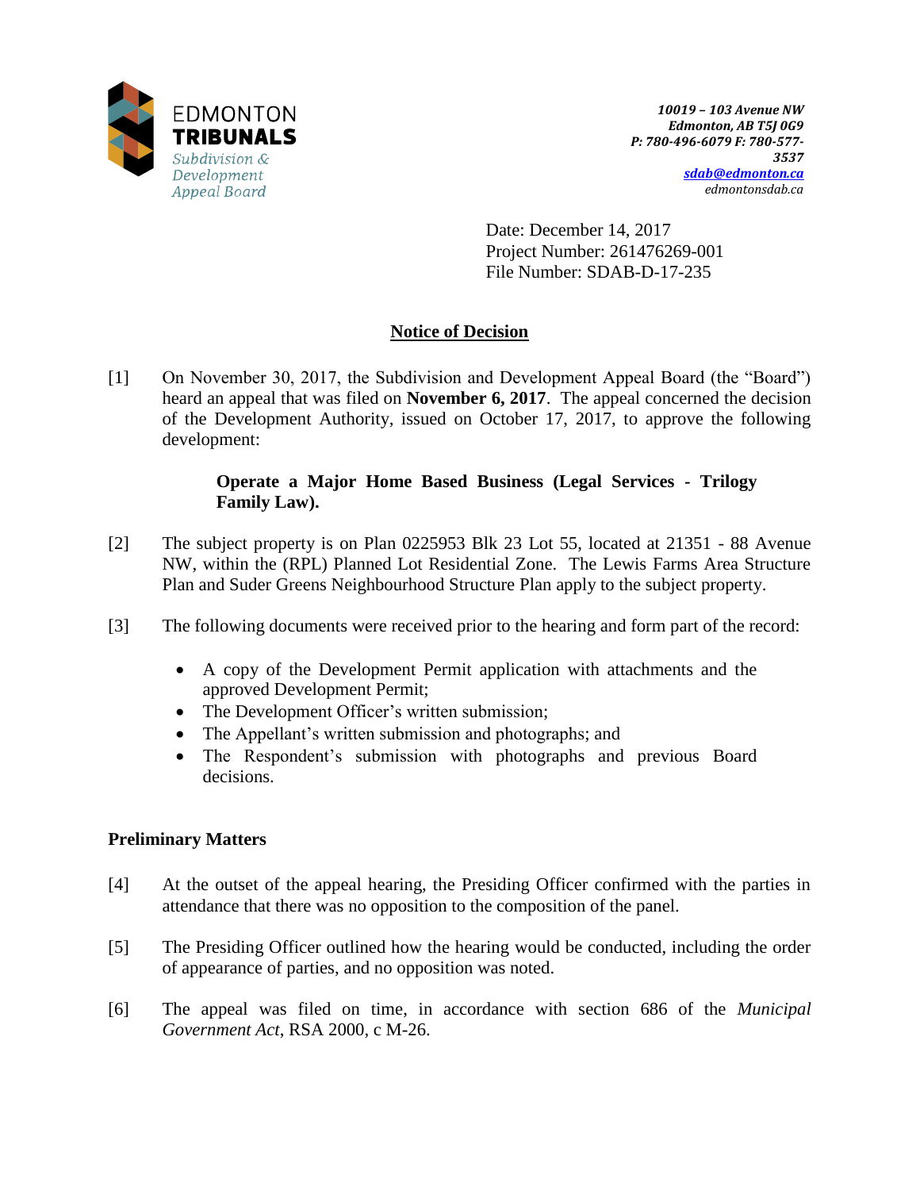EDMONTON
**TRIBUNALS**
*Subdivision & Development Appeal Board*

*10019 – 103 Avenue NW*
*Edmonton, AB T5J 0G9*
*P: 780-496-6079 F: 780-577-3537*
*sdab@edmonton.ca*
*edmontonsdab.ca*

Date: December 14, 2017
Project Number: 261476269-001
File Number: SDAB-D-17-235

## Notice of Decision

[1] On November 30, 2017, the Subdivision and Development Appeal Board (the "Board") heard an appeal that was filed on **November 6, 2017**. The appeal concerned the decision of the Development Authority, issued on October 17, 2017, to approve the following development:

> **Operate a Major Home Based Business (Legal Services - Trilogy Family Law).**

[2] The subject property is on Plan 0225953 Blk 23 Lot 55, located at 21351 - 88 Avenue NW, within the (RPL) Planned Lot Residential Zone. The Lewis Farms Area Structure Plan and Suder Greens Neighbourhood Structure Plan apply to the subject property.

[3] The following documents were received prior to the hearing and form part of the record:

- A copy of the Development Permit application with attachments and the approved Development Permit;
- The Development Officer's written submission;
- The Appellant's written submission and photographs; and
- The Respondent's submission with photographs and previous Board decisions.

### Preliminary Matters

[4] At the outset of the appeal hearing, the Presiding Officer confirmed with the parties in attendance that there was no opposition to the composition of the panel.

[5] The Presiding Officer outlined how the hearing would be conducted, including the order of appearance of parties, and no opposition was noted.

[6] The appeal was filed on time, in accordance with section 686 of the *Municipal Government Act*, RSA 2000, c M-26.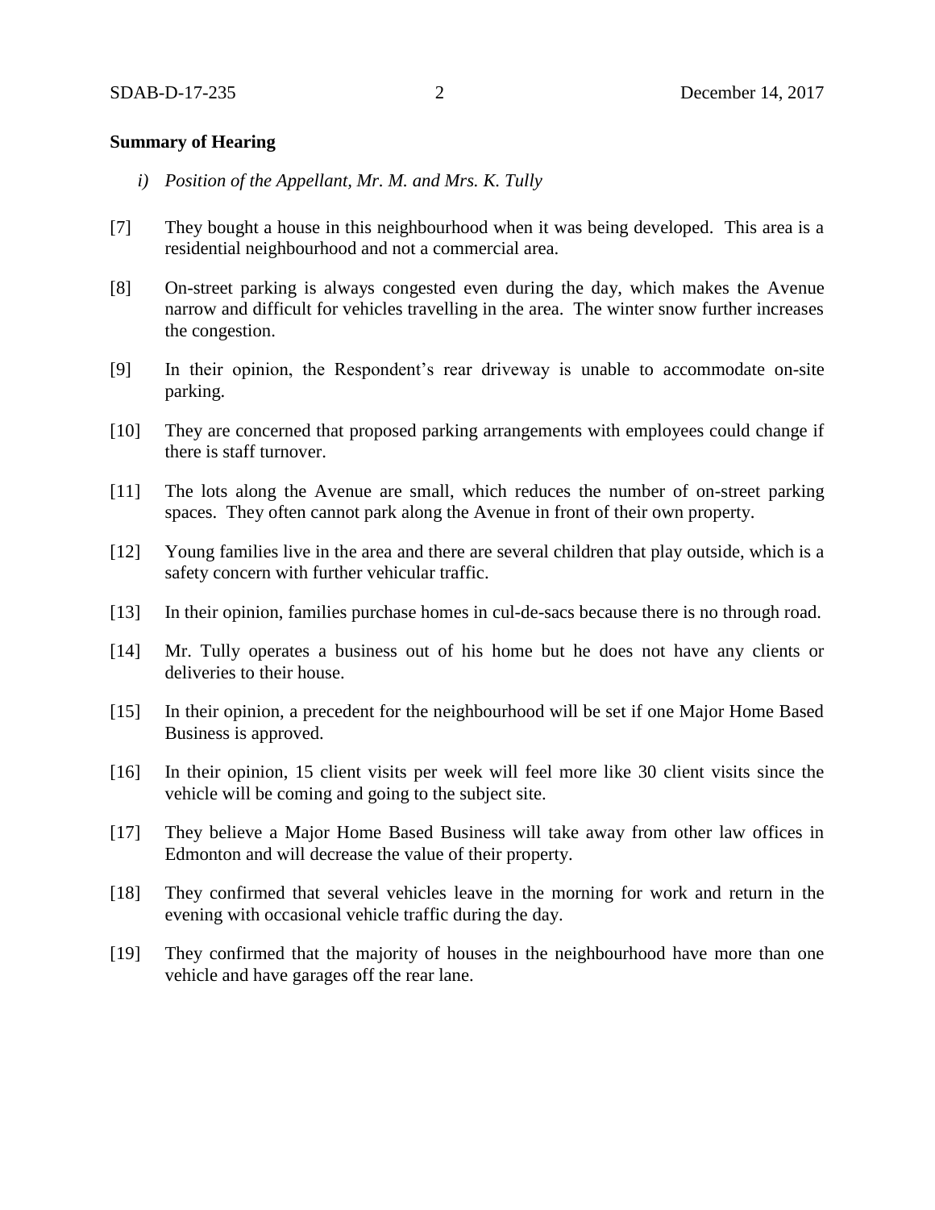**Summary of Hearing**

*i) Position of the Appellant, Mr. M. and Mrs. K. Tully*

[7] They bought a house in this neighbourhood when it was being developed. This area is a residential neighbourhood and not a commercial area.

[8] On-street parking is always congested even during the day, which makes the Avenue narrow and difficult for vehicles travelling in the area. The winter snow further increases the congestion.

[9] In their opinion, the Respondent's rear driveway is unable to accommodate on-site parking.

[10] They are concerned that proposed parking arrangements with employees could change if there is staff turnover.

[11] The lots along the Avenue are small, which reduces the number of on-street parking spaces. They often cannot park along the Avenue in front of their own property.

[12] Young families live in the area and there are several children that play outside, which is a safety concern with further vehicular traffic.

[13] In their opinion, families purchase homes in cul-de-sacs because there is no through road.

[14] Mr. Tully operates a business out of his home but he does not have any clients or deliveries to their house.

[15] In their opinion, a precedent for the neighbourhood will be set if one Major Home Based Business is approved.

[16] In their opinion, 15 client visits per week will feel more like 30 client visits since the vehicle will be coming and going to the subject site.

[17] They believe a Major Home Based Business will take away from other law offices in Edmonton and will decrease the value of their property.

[18] They confirmed that several vehicles leave in the morning for work and return in the evening with occasional vehicle traffic during the day.

[19] They confirmed that the majority of houses in the neighbourhood have more than one vehicle and have garages off the rear lane.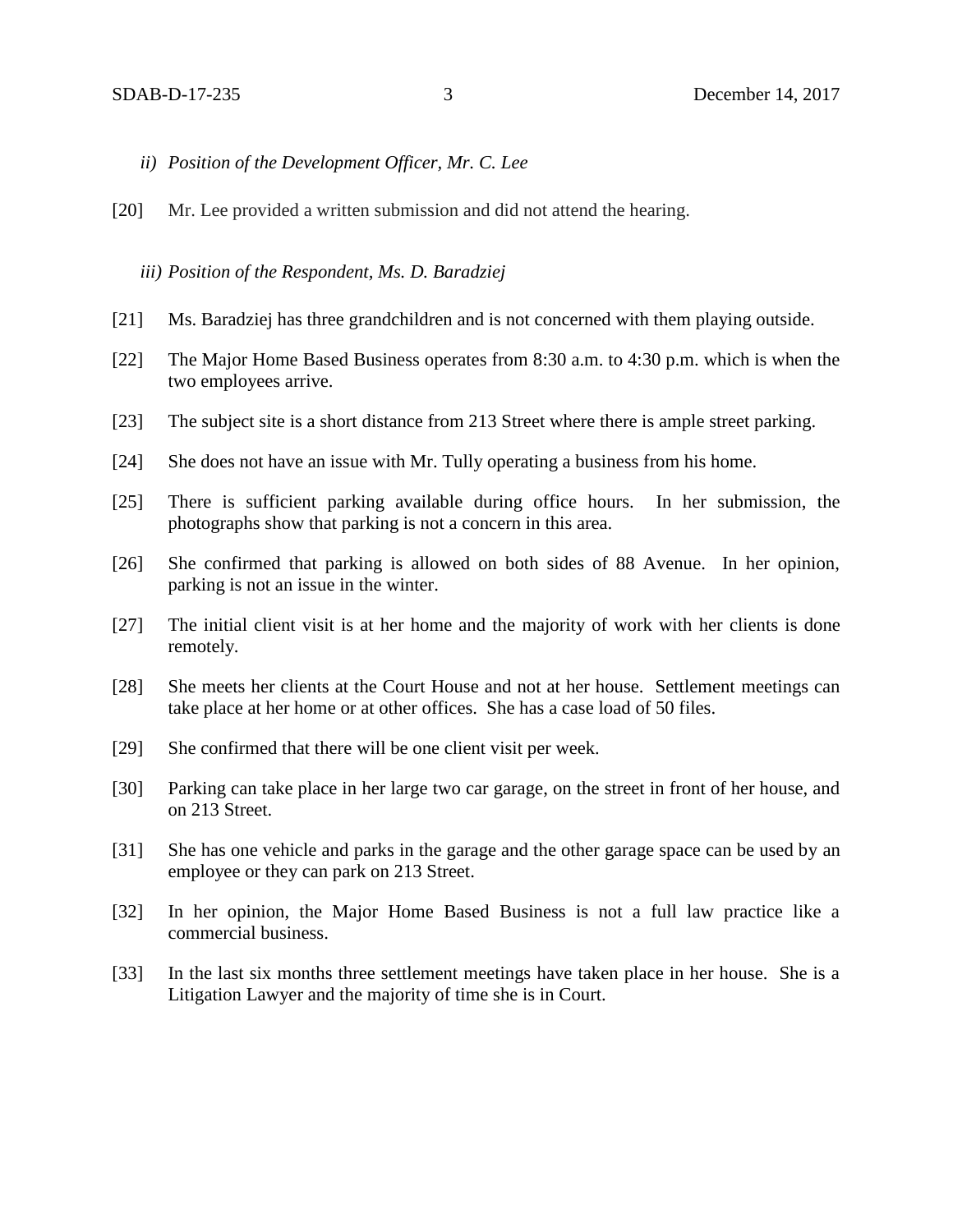*ii) Position of the Development Officer, Mr. C. Lee*

[20] Mr. Lee provided a written submission and did not attend the hearing.

*iii) Position of the Respondent, Ms. D. Baradziej*

[21] Ms. Baradziej has three grandchildren and is not concerned with them playing outside.

[22] The Major Home Based Business operates from 8:30 a.m. to 4:30 p.m. which is when the two employees arrive.

[23] The subject site is a short distance from 213 Street where there is ample street parking.

[24] She does not have an issue with Mr. Tully operating a business from his home.

[25] There is sufficient parking available during office hours. In her submission, the photographs show that parking is not a concern in this area.

[26] She confirmed that parking is allowed on both sides of 88 Avenue. In her opinion, parking is not an issue in the winter.

[27] The initial client visit is at her home and the majority of work with her clients is done remotely.

[28] She meets her clients at the Court House and not at her house. Settlement meetings can take place at her home or at other offices. She has a case load of 50 files.

[29] She confirmed that there will be one client visit per week.

[30] Parking can take place in her large two car garage, on the street in front of her house, and on 213 Street.

[31] She has one vehicle and parks in the garage and the other garage space can be used by an employee or they can park on 213 Street.

[32] In her opinion, the Major Home Based Business is not a full law practice like a commercial business.

[33] In the last six months three settlement meetings have taken place in her house. She is a Litigation Lawyer and the majority of time she is in Court.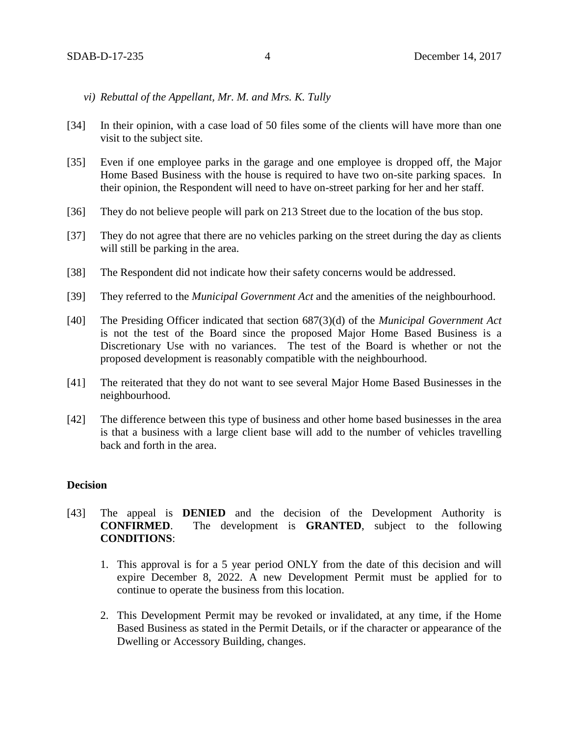*vi) Rebuttal of the Appellant, Mr. M. and Mrs. K. Tully*

[34] In their opinion, with a case load of 50 files some of the clients will have more than one visit to the subject site.

[35] Even if one employee parks in the garage and one employee is dropped off, the Major Home Based Business with the house is required to have two on-site parking spaces. In their opinion, the Respondent will need to have on-street parking for her and her staff.

[36] They do not believe people will park on 213 Street due to the location of the bus stop.

[37] They do not agree that there are no vehicles parking on the street during the day as clients will still be parking in the area.

[38] The Respondent did not indicate how their safety concerns would be addressed.

[39] They referred to the *Municipal Government Act* and the amenities of the neighbourhood.

[40] The Presiding Officer indicated that section 687(3)(d) of the *Municipal Government Act* is not the test of the Board since the proposed Major Home Based Business is a Discretionary Use with no variances. The test of the Board is whether or not the proposed development is reasonably compatible with the neighbourhood.

[41] The reiterated that they do not want to see several Major Home Based Businesses in the neighbourhood.

[42] The difference between this type of business and other home based businesses in the area is that a business with a large client base will add to the number of vehicles travelling back and forth in the area.

**Decision**

[43] The appeal is **DENIED** and the decision of the Development Authority is **CONFIRMED**. The development is **GRANTED**, subject to the following **CONDITIONS**:

1. This approval is for a 5 year period ONLY from the date of this decision and will expire December 8, 2022. A new Development Permit must be applied for to continue to operate the business from this location.
2. This Development Permit may be revoked or invalidated, at any time, if the Home Based Business as stated in the Permit Details, or if the character or appearance of the Dwelling or Accessory Building, changes.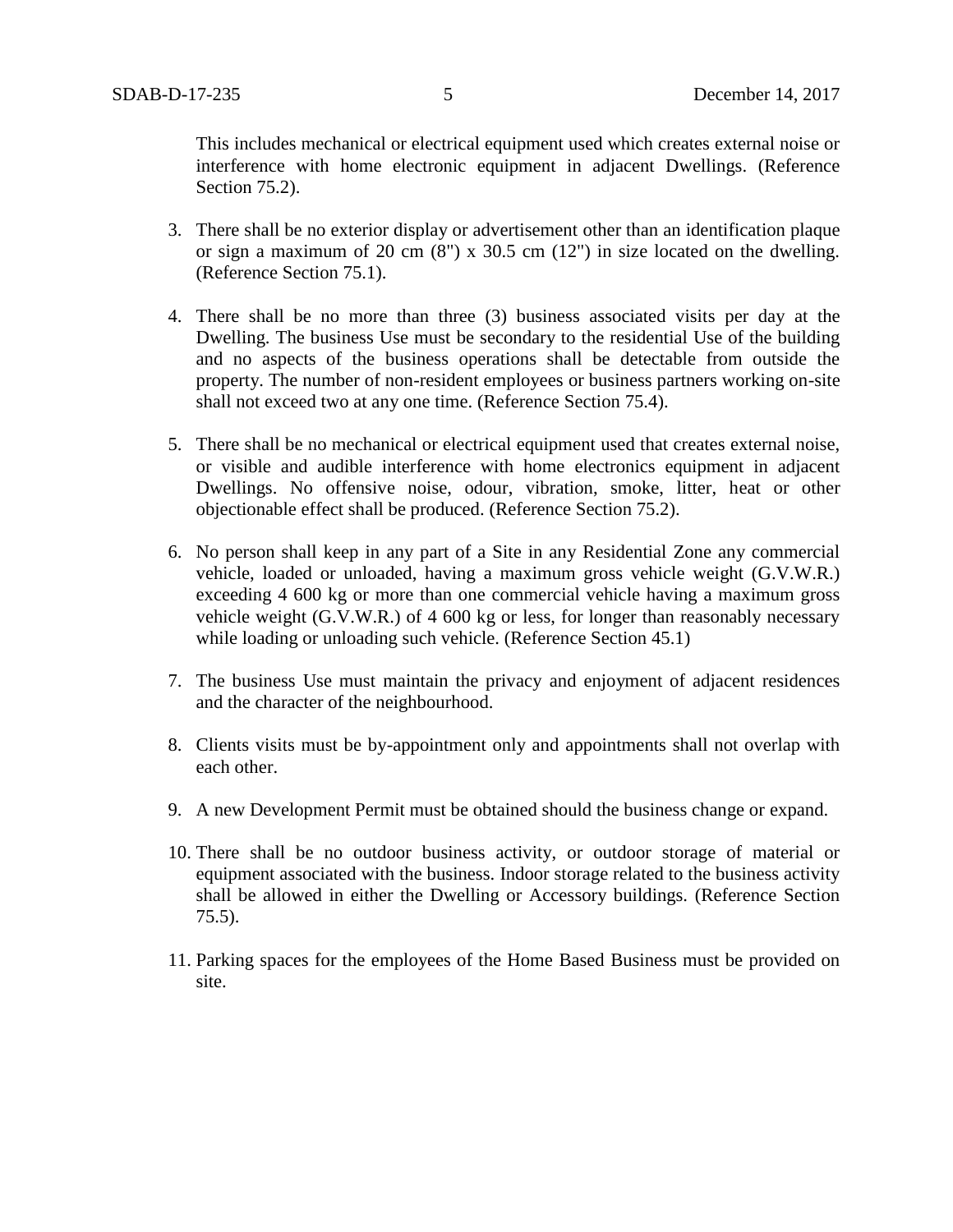This includes mechanical or electrical equipment used which creates external noise or interference with home electronic equipment in adjacent Dwellings. (Reference Section 75.2).

3. There shall be no exterior display or advertisement other than an identification plaque or sign a maximum of 20 cm (8") x 30.5 cm (12") in size located on the dwelling. (Reference Section 75.1).

4. There shall be no more than three (3) business associated visits per day at the Dwelling. The business Use must be secondary to the residential Use of the building and no aspects of the business operations shall be detectable from outside the property. The number of non-resident employees or business partners working on-site shall not exceed two at any one time. (Reference Section 75.4).

5. There shall be no mechanical or electrical equipment used that creates external noise, or visible and audible interference with home electronics equipment in adjacent Dwellings. No offensive noise, odour, vibration, smoke, litter, heat or other objectionable effect shall be produced. (Reference Section 75.2).

6. No person shall keep in any part of a Site in any Residential Zone any commercial vehicle, loaded or unloaded, having a maximum gross vehicle weight (G.V.W.R.) exceeding 4 600 kg or more than one commercial vehicle having a maximum gross vehicle weight (G.V.W.R.) of 4 600 kg or less, for longer than reasonably necessary while loading or unloading such vehicle. (Reference Section 45.1)

7. The business Use must maintain the privacy and enjoyment of adjacent residences and the character of the neighbourhood.

8. Clients visits must be by-appointment only and appointments shall not overlap with each other.

9. A new Development Permit must be obtained should the business change or expand.

10. There shall be no outdoor business activity, or outdoor storage of material or equipment associated with the business. Indoor storage related to the business activity shall be allowed in either the Dwelling or Accessory buildings. (Reference Section 75.5).

11. Parking spaces for the employees of the Home Based Business must be provided on site.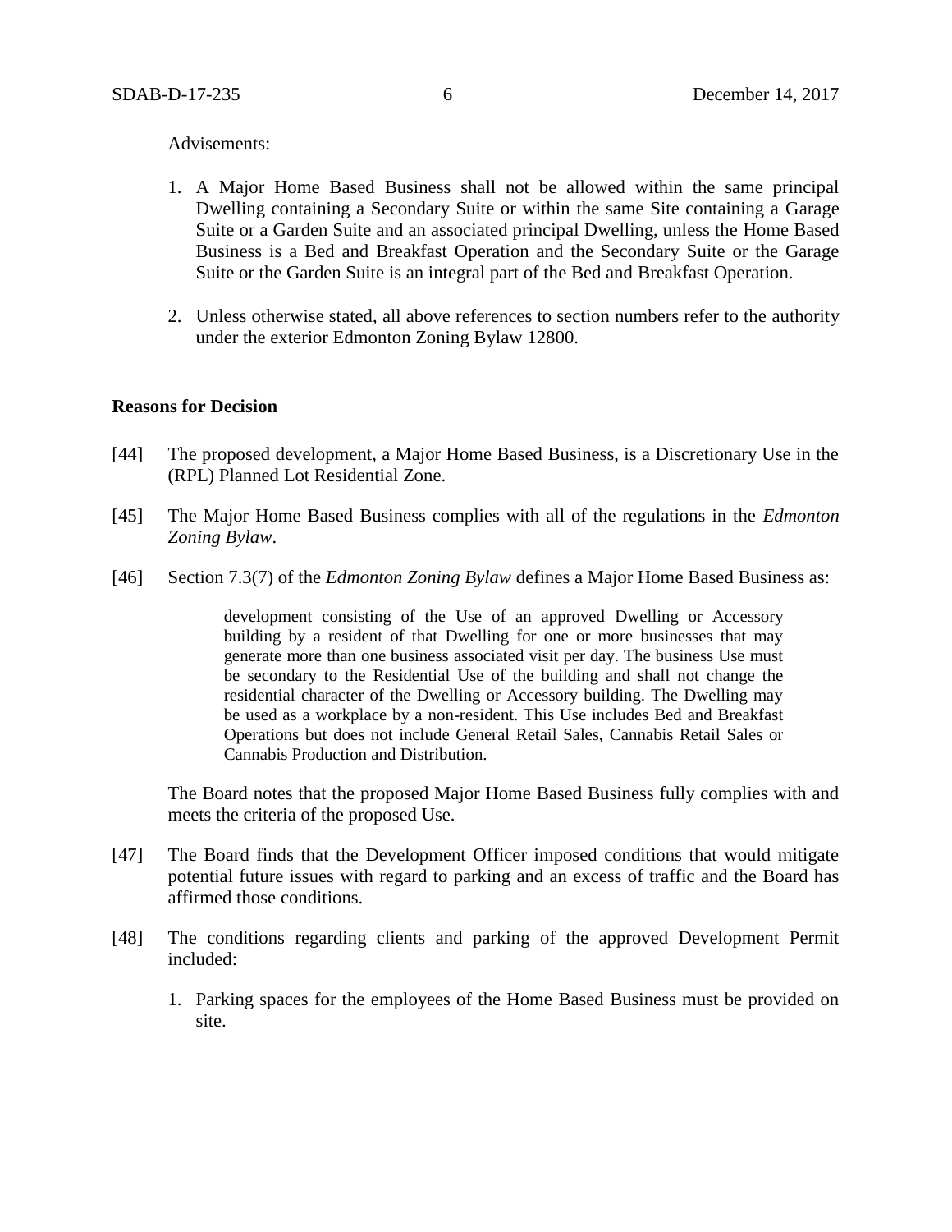Advisements:

1. A Major Home Based Business shall not be allowed within the same principal Dwelling containing a Secondary Suite or within the same Site containing a Garage Suite or a Garden Suite and an associated principal Dwelling, unless the Home Based Business is a Bed and Breakfast Operation and the Secondary Suite or the Garage Suite or the Garden Suite is an integral part of the Bed and Breakfast Operation.

2. Unless otherwise stated, all above references to section numbers refer to the authority under the exterior Edmonton Zoning Bylaw 12800.

**Reasons for Decision**

[44] The proposed development, a Major Home Based Business, is a Discretionary Use in the (RPL) Planned Lot Residential Zone.

[45] The Major Home Based Business complies with all of the regulations in the *Edmonton Zoning Bylaw*.

[46] Section 7.3(7) of the *Edmonton Zoning Bylaw* defines a Major Home Based Business as:

> development consisting of the Use of an approved Dwelling or Accessory building by a resident of that Dwelling for one or more businesses that may generate more than one business associated visit per day. The business Use must be secondary to the Residential Use of the building and shall not change the residential character of the Dwelling or Accessory building. The Dwelling may be used as a workplace by a non-resident. This Use includes Bed and Breakfast Operations but does not include General Retail Sales, Cannabis Retail Sales or Cannabis Production and Distribution.

The Board notes that the proposed Major Home Based Business fully complies with and meets the criteria of the proposed Use.

[47] The Board finds that the Development Officer imposed conditions that would mitigate potential future issues with regard to parking and an excess of traffic and the Board has affirmed those conditions.

[48] The conditions regarding clients and parking of the approved Development Permit included:

1. Parking spaces for the employees of the Home Based Business must be provided on site.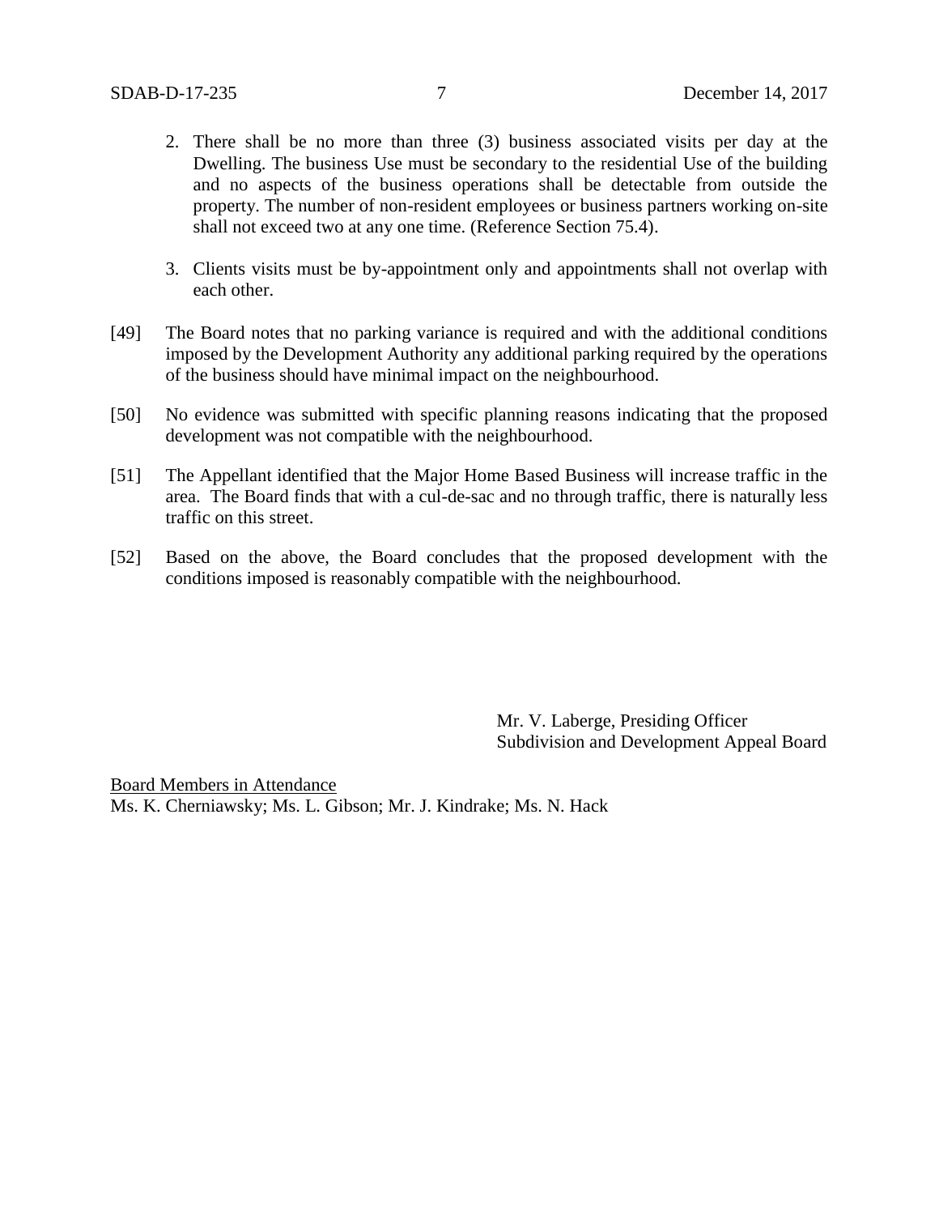2. There shall be no more than three (3) business associated visits per day at the Dwelling. The business Use must be secondary to the residential Use of the building and no aspects of the business operations shall be detectable from outside the property. The number of non-resident employees or business partners working on-site shall not exceed two at any one time. (Reference Section 75.4).

3. Clients visits must be by-appointment only and appointments shall not overlap with each other.

[49] The Board notes that no parking variance is required and with the additional conditions imposed by the Development Authority any additional parking required by the operations of the business should have minimal impact on the neighbourhood.

[50] No evidence was submitted with specific planning reasons indicating that the proposed development was not compatible with the neighbourhood.

[51] The Appellant identified that the Major Home Based Business will increase traffic in the area. The Board finds that with a cul-de-sac and no through traffic, there is naturally less traffic on this street.

[52] Based on the above, the Board concludes that the proposed development with the conditions imposed is reasonably compatible with the neighbourhood.

Mr. V. Laberge, Presiding Officer
Subdivision and Development Appeal Board

Board Members in Attendance
Ms. K. Cherniawsky; Ms. L. Gibson; Mr. J. Kindrake; Ms. N. Hack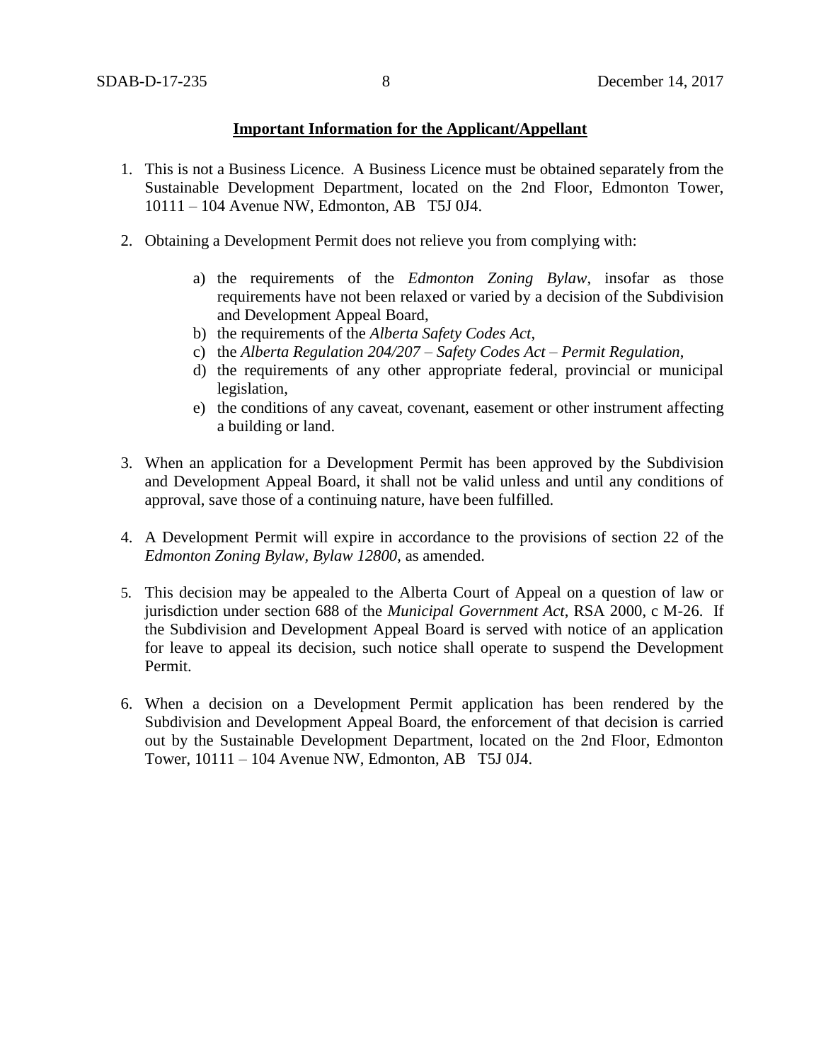**Important Information for the Applicant/Appellant**

1. This is not a Business Licence. A Business Licence must be obtained separately from the Sustainable Development Department, located on the 2nd Floor, Edmonton Tower, 10111 – 104 Avenue NW, Edmonton, AB T5J 0J4.

2. Obtaining a Development Permit does not relieve you from complying with:

    a) the requirements of the *Edmonton Zoning Bylaw*, insofar as those requirements have not been relaxed or varied by a decision of the Subdivision and Development Appeal Board,
    b) the requirements of the *Alberta Safety Codes Act*,
    c) the *Alberta Regulation 204/207 – Safety Codes Act – Permit Regulation*,
    d) the requirements of any other appropriate federal, provincial or municipal legislation,
    e) the conditions of any caveat, covenant, easement or other instrument affecting a building or land.

3. When an application for a Development Permit has been approved by the Subdivision and Development Appeal Board, it shall not be valid unless and until any conditions of approval, save those of a continuing nature, have been fulfilled.

4. A Development Permit will expire in accordance to the provisions of section 22 of the *Edmonton Zoning Bylaw, Bylaw 12800*, as amended.

5. This decision may be appealed to the Alberta Court of Appeal on a question of law or jurisdiction under section 688 of the *Municipal Government Act*, RSA 2000, c M-26. If the Subdivision and Development Appeal Board is served with notice of an application for leave to appeal its decision, such notice shall operate to suspend the Development Permit.

6. When a decision on a Development Permit application has been rendered by the Subdivision and Development Appeal Board, the enforcement of that decision is carried out by the Sustainable Development Department, located on the 2nd Floor, Edmonton Tower, 10111 – 104 Avenue NW, Edmonton, AB T5J 0J4.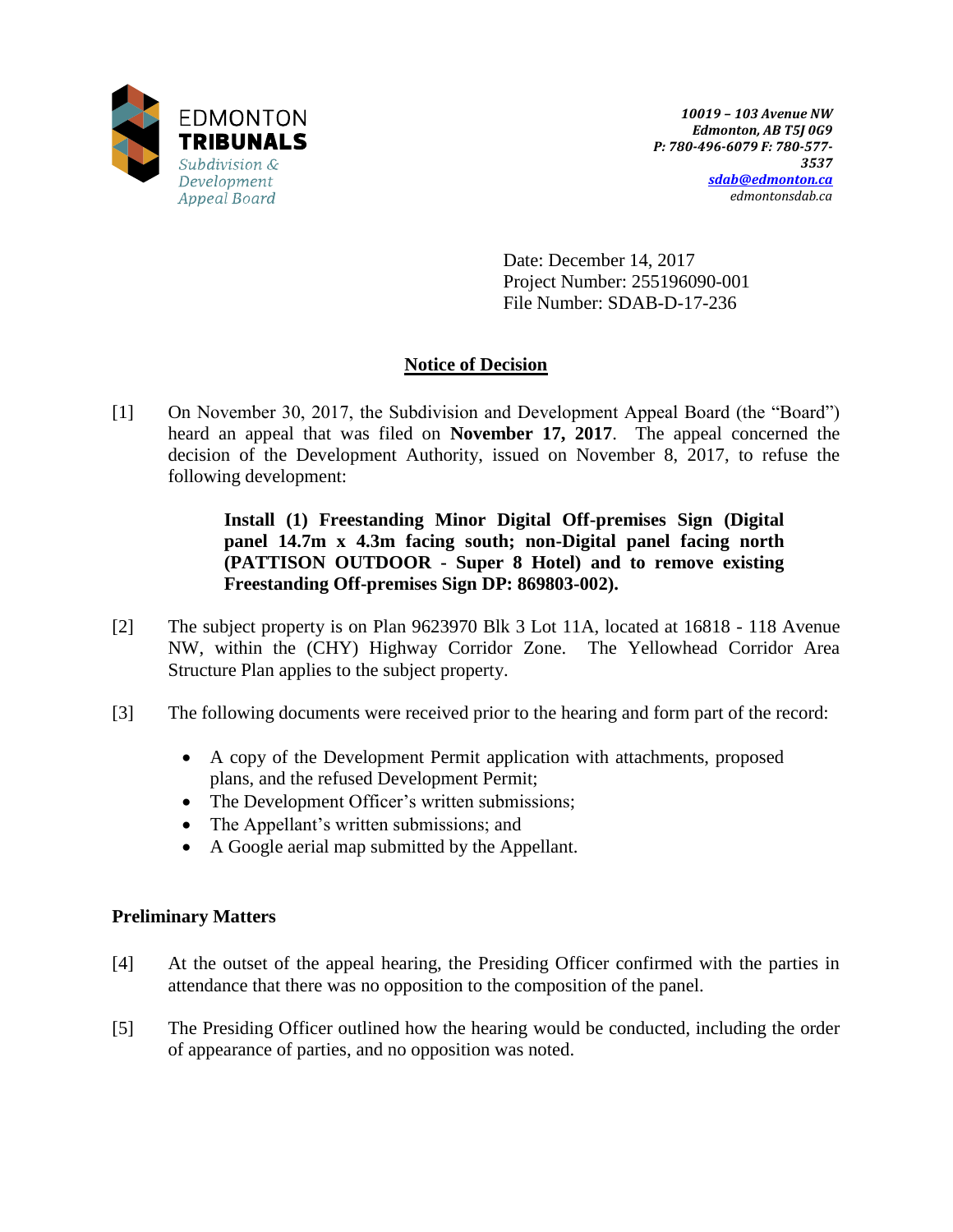EDMONTON **TRIBUNALS**
*Subdivision & Development Appeal Board*

***10019 – 103 Avenue NW***
***Edmonton, AB T5J 0G9***
***P: 780-496-6079 F: 780-577-3537***
***sdab@edmonton.ca***
*edmontonsdab.ca*

Date: December 14, 2017
Project Number: 255196090-001
File Number: SDAB-D-17-236

## Notice of Decision

[1] On November 30, 2017, the Subdivision and Development Appeal Board (the "Board") heard an appeal that was filed on **November 17, 2017**. The appeal concerned the decision of the Development Authority, issued on November 8, 2017, to refuse the following development:

> **Install (1) Freestanding Minor Digital Off-premises Sign (Digital panel 14.7m x 4.3m facing south; non-Digital panel facing north (PATTISON OUTDOOR - Super 8 Hotel) and to remove existing Freestanding Off-premises Sign DP: 869803-002).**

[2] The subject property is on Plan 9623970 Blk 3 Lot 11A, located at 16818 - 118 Avenue NW, within the (CHY) Highway Corridor Zone. The Yellowhead Corridor Area Structure Plan applies to the subject property.

[3] The following documents were received prior to the hearing and form part of the record:

- A copy of the Development Permit application with attachments, proposed plans, and the refused Development Permit;
- The Development Officer's written submissions;
- The Appellant's written submissions; and
- A Google aerial map submitted by the Appellant.

**Preliminary Matters**

[4] At the outset of the appeal hearing, the Presiding Officer confirmed with the parties in attendance that there was no opposition to the composition of the panel.

[5] The Presiding Officer outlined how the hearing would be conducted, including the order of appearance of parties, and no opposition was noted.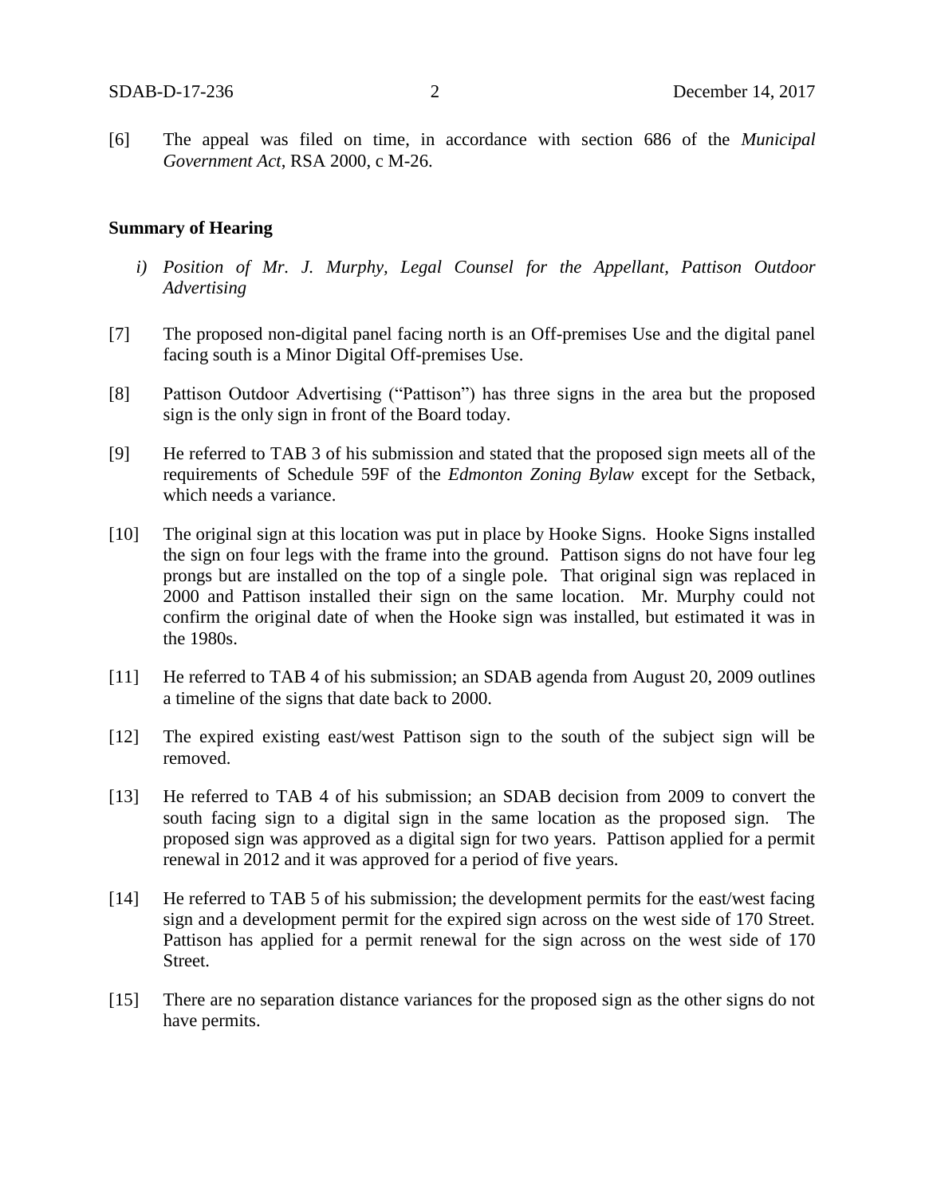[6] The appeal was filed on time, in accordance with section 686 of the *Municipal Government Act*, RSA 2000, c M-26.

**Summary of Hearing**

*i) Position of Mr. J. Murphy, Legal Counsel for the Appellant, Pattison Outdoor Advertising*

[7] The proposed non-digital panel facing north is an Off-premises Use and the digital panel facing south is a Minor Digital Off-premises Use.

[8] Pattison Outdoor Advertising ("Pattison") has three signs in the area but the proposed sign is the only sign in front of the Board today.

[9] He referred to TAB 3 of his submission and stated that the proposed sign meets all of the requirements of Schedule 59F of the *Edmonton Zoning Bylaw* except for the Setback, which needs a variance.

[10] The original sign at this location was put in place by Hooke Signs. Hooke Signs installed the sign on four legs with the frame into the ground. Pattison signs do not have four leg prongs but are installed on the top of a single pole. That original sign was replaced in 2000 and Pattison installed their sign on the same location. Mr. Murphy could not confirm the original date of when the Hooke sign was installed, but estimated it was in the 1980s.

[11] He referred to TAB 4 of his submission; an SDAB agenda from August 20, 2009 outlines a timeline of the signs that date back to 2000.

[12] The expired existing east/west Pattison sign to the south of the subject sign will be removed.

[13] He referred to TAB 4 of his submission; an SDAB decision from 2009 to convert the south facing sign to a digital sign in the same location as the proposed sign. The proposed sign was approved as a digital sign for two years. Pattison applied for a permit renewal in 2012 and it was approved for a period of five years.

[14] He referred to TAB 5 of his submission; the development permits for the east/west facing sign and a development permit for the expired sign across on the west side of 170 Street. Pattison has applied for a permit renewal for the sign across on the west side of 170 Street.

[15] There are no separation distance variances for the proposed sign as the other signs do not have permits.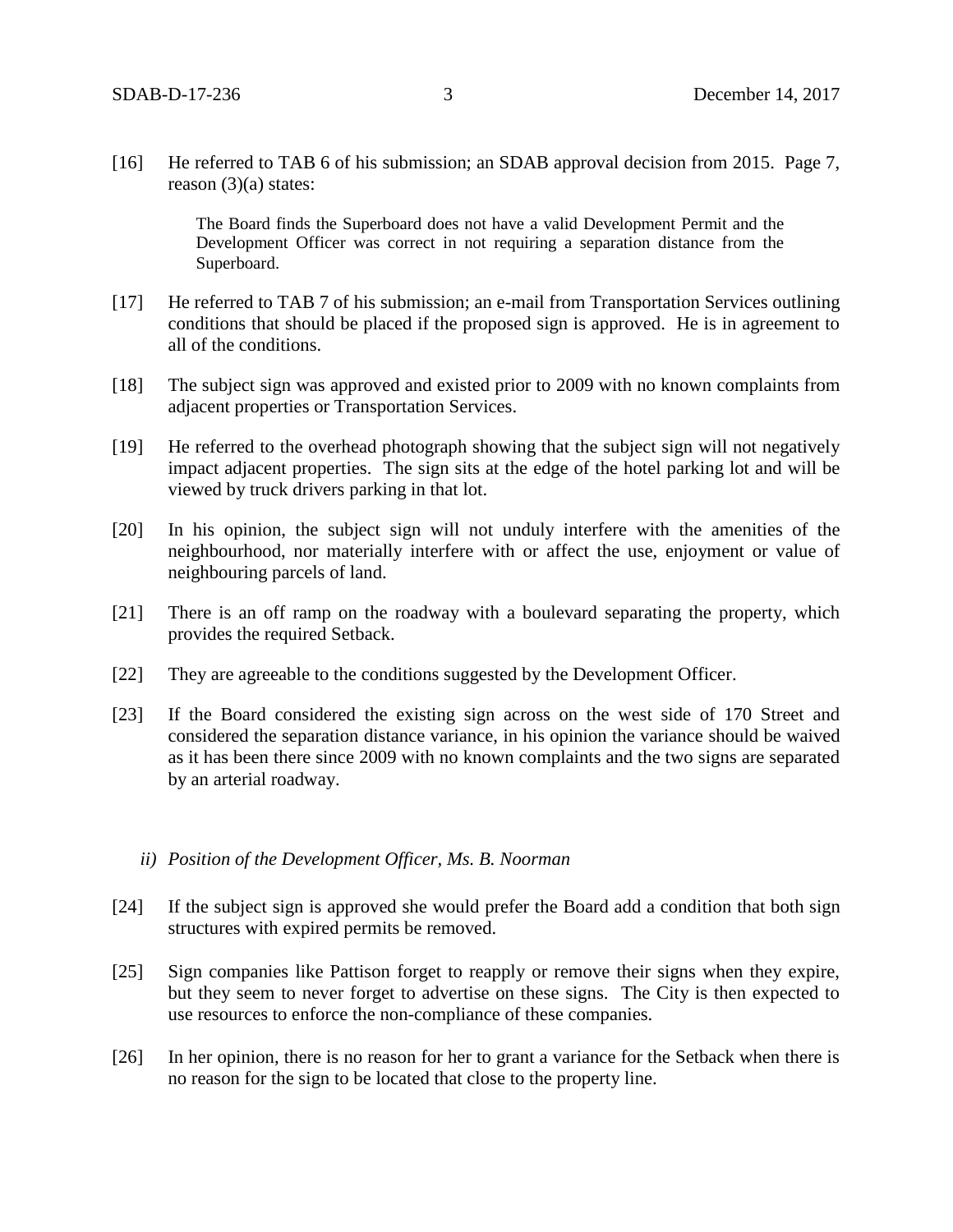[16] He referred to TAB 6 of his submission; an SDAB approval decision from 2015. Page 7, reason (3)(a) states:

> The Board finds the Superboard does not have a valid Development Permit and the Development Officer was correct in not requiring a separation distance from the Superboard.

[17] He referred to TAB 7 of his submission; an e-mail from Transportation Services outlining conditions that should be placed if the proposed sign is approved. He is in agreement to all of the conditions.

[18] The subject sign was approved and existed prior to 2009 with no known complaints from adjacent properties or Transportation Services.

[19] He referred to the overhead photograph showing that the subject sign will not negatively impact adjacent properties. The sign sits at the edge of the hotel parking lot and will be viewed by truck drivers parking in that lot.

[20] In his opinion, the subject sign will not unduly interfere with the amenities of the neighbourhood, nor materially interfere with or affect the use, enjoyment or value of neighbouring parcels of land.

[21] There is an off ramp on the roadway with a boulevard separating the property, which provides the required Setback.

[22] They are agreeable to the conditions suggested by the Development Officer.

[23] If the Board considered the existing sign across on the west side of 170 Street and considered the separation distance variance, in his opinion the variance should be waived as it has been there since 2009 with no known complaints and the two signs are separated by an arterial roadway.

*ii) Position of the Development Officer, Ms. B. Noorman*

[24] If the subject sign is approved she would prefer the Board add a condition that both sign structures with expired permits be removed.

[25] Sign companies like Pattison forget to reapply or remove their signs when they expire, but they seem to never forget to advertise on these signs. The City is then expected to use resources to enforce the non-compliance of these companies.

[26] In her opinion, there is no reason for her to grant a variance for the Setback when there is no reason for the sign to be located that close to the property line.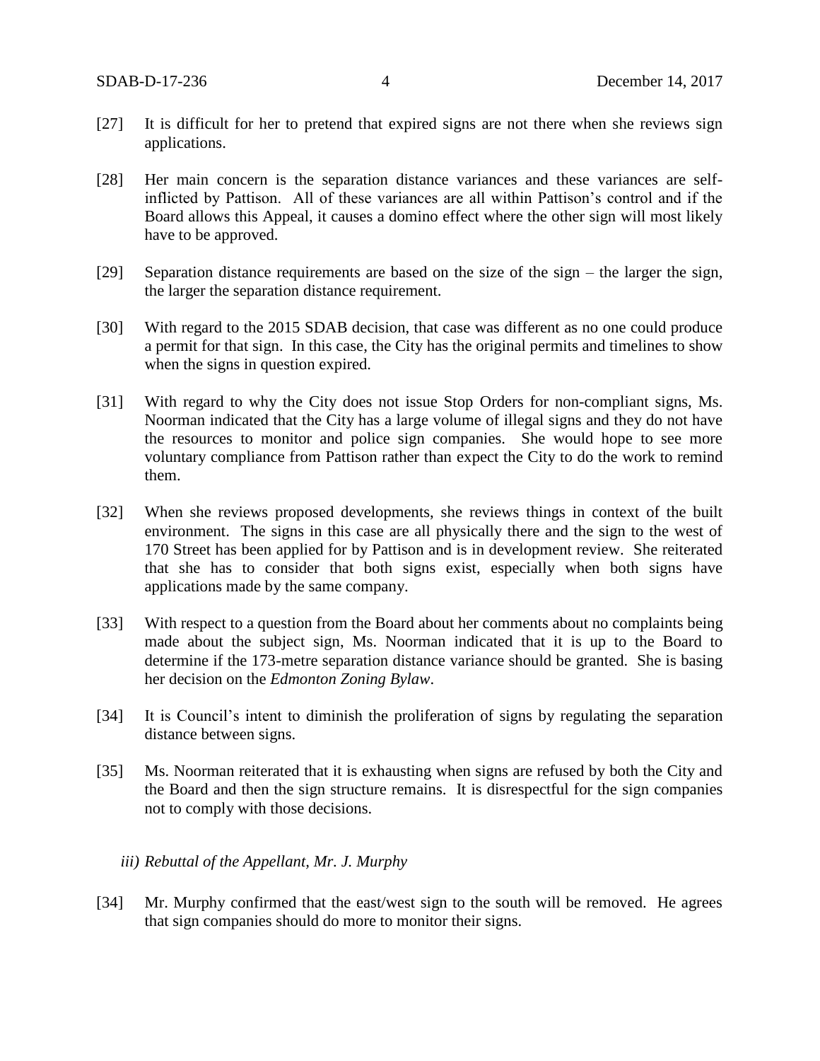[27] It is difficult for her to pretend that expired signs are not there when she reviews sign applications.

[28] Her main concern is the separation distance variances and these variances are self-inflicted by Pattison. All of these variances are all within Pattison's control and if the Board allows this Appeal, it causes a domino effect where the other sign will most likely have to be approved.

[29] Separation distance requirements are based on the size of the sign – the larger the sign, the larger the separation distance requirement.

[30] With regard to the 2015 SDAB decision, that case was different as no one could produce a permit for that sign. In this case, the City has the original permits and timelines to show when the signs in question expired.

[31] With regard to why the City does not issue Stop Orders for non-compliant signs, Ms. Noorman indicated that the City has a large volume of illegal signs and they do not have the resources to monitor and police sign companies. She would hope to see more voluntary compliance from Pattison rather than expect the City to do the work to remind them.

[32] When she reviews proposed developments, she reviews things in context of the built environment. The signs in this case are all physically there and the sign to the west of 170 Street has been applied for by Pattison and is in development review. She reiterated that she has to consider that both signs exist, especially when both signs have applications made by the same company.

[33] With respect to a question from the Board about her comments about no complaints being made about the subject sign, Ms. Noorman indicated that it is up to the Board to determine if the 173-metre separation distance variance should be granted. She is basing her decision on the *Edmonton Zoning Bylaw*.

[34] It is Council's intent to diminish the proliferation of signs by regulating the separation distance between signs.

[35] Ms. Noorman reiterated that it is exhausting when signs are refused by both the City and the Board and then the sign structure remains. It is disrespectful for the sign companies not to comply with those decisions.

*iii) Rebuttal of the Appellant, Mr. J. Murphy*

[34] Mr. Murphy confirmed that the east/west sign to the south will be removed. He agrees that sign companies should do more to monitor their signs.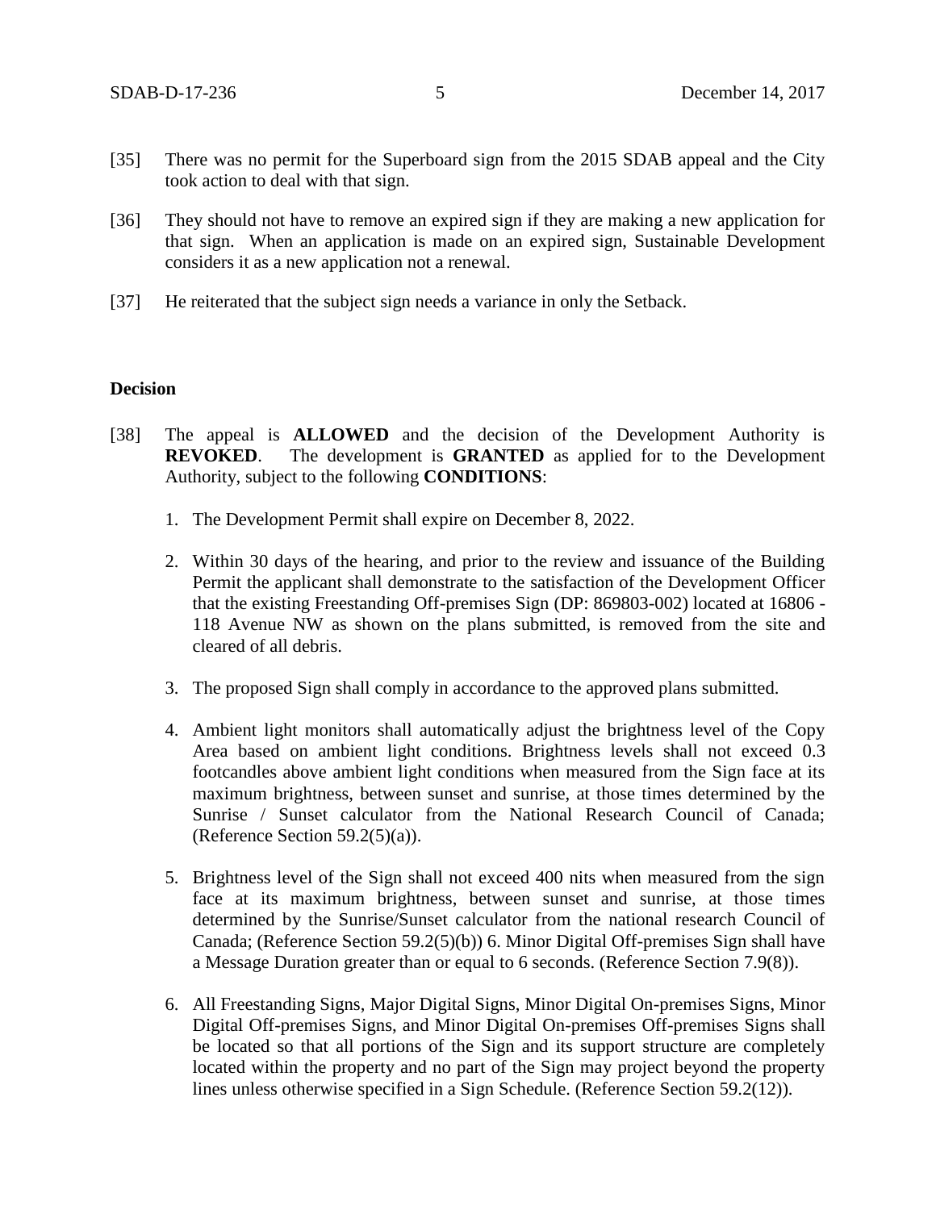[35] There was no permit for the Superboard sign from the 2015 SDAB appeal and the City took action to deal with that sign.

[36] They should not have to remove an expired sign if they are making a new application for that sign. When an application is made on an expired sign, Sustainable Development considers it as a new application not a renewal.

[37] He reiterated that the subject sign needs a variance in only the Setback.

**Decision**

[38] The appeal is **ALLOWED** and the decision of the Development Authority is **REVOKED**. The development is **GRANTED** as applied for to the Development Authority, subject to the following **CONDITIONS**:

1. The Development Permit shall expire on December 8, 2022.

2. Within 30 days of the hearing, and prior to the review and issuance of the Building Permit the applicant shall demonstrate to the satisfaction of the Development Officer that the existing Freestanding Off-premises Sign (DP: 869803-002) located at 16806 - 118 Avenue NW as shown on the plans submitted, is removed from the site and cleared of all debris.

3. The proposed Sign shall comply in accordance to the approved plans submitted.

4. Ambient light monitors shall automatically adjust the brightness level of the Copy Area based on ambient light conditions. Brightness levels shall not exceed 0.3 footcandles above ambient light conditions when measured from the Sign face at its maximum brightness, between sunset and sunrise, at those times determined by the Sunrise / Sunset calculator from the National Research Council of Canada; (Reference Section 59.2(5)(a)).

5. Brightness level of the Sign shall not exceed 400 nits when measured from the sign face at its maximum brightness, between sunset and sunrise, at those times determined by the Sunrise/Sunset calculator from the national research Council of Canada; (Reference Section 59.2(5)(b)) 6. Minor Digital Off-premises Sign shall have a Message Duration greater than or equal to 6 seconds. (Reference Section 7.9(8)).

6. All Freestanding Signs, Major Digital Signs, Minor Digital On-premises Signs, Minor Digital Off-premises Signs, and Minor Digital On-premises Off-premises Signs shall be located so that all portions of the Sign and its support structure are completely located within the property and no part of the Sign may project beyond the property lines unless otherwise specified in a Sign Schedule. (Reference Section 59.2(12)).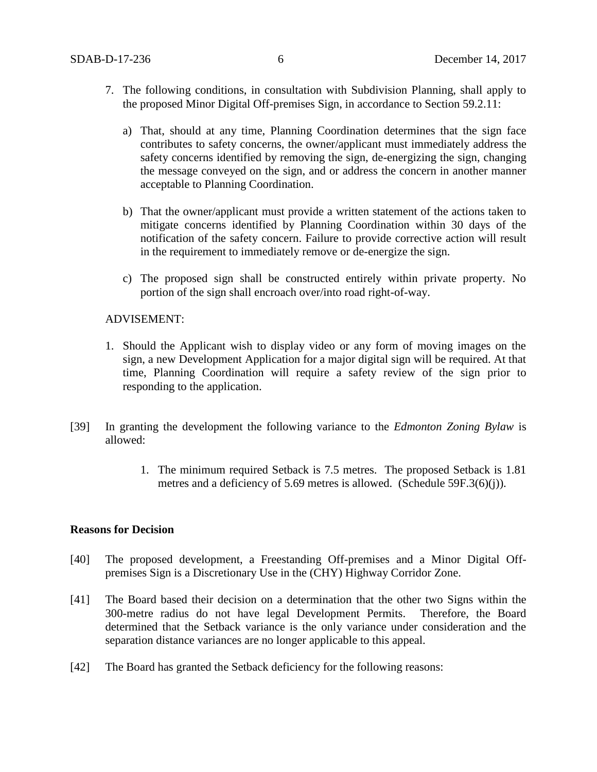7. The following conditions, in consultation with Subdivision Planning, shall apply to the proposed Minor Digital Off-premises Sign, in accordance to Section 59.2.11:

   a) That, should at any time, Planning Coordination determines that the sign face contributes to safety concerns, the owner/applicant must immediately address the safety concerns identified by removing the sign, de-energizing the sign, changing the message conveyed on the sign, and or address the concern in another manner acceptable to Planning Coordination.

   b) That the owner/applicant must provide a written statement of the actions taken to mitigate concerns identified by Planning Coordination within 30 days of the notification of the safety concern. Failure to provide corrective action will result in the requirement to immediately remove or de-energize the sign.

   c) The proposed sign shall be constructed entirely within private property. No portion of the sign shall encroach over/into road right-of-way.

ADVISEMENT:

1. Should the Applicant wish to display video or any form of moving images on the sign, a new Development Application for a major digital sign will be required. At that time, Planning Coordination will require a safety review of the sign prior to responding to the application.

[39] In granting the development the following variance to the *Edmonton Zoning Bylaw* is allowed:

   1. The minimum required Setback is 7.5 metres. The proposed Setback is 1.81 metres and a deficiency of 5.69 metres is allowed. (Schedule 59F.3(6)(j)).

**Reasons for Decision**

[40] The proposed development, a Freestanding Off-premises and a Minor Digital Off-premises Sign is a Discretionary Use in the (CHY) Highway Corridor Zone.

[41] The Board based their decision on a determination that the other two Signs within the 300-metre radius do not have legal Development Permits. Therefore, the Board determined that the Setback variance is the only variance under consideration and the separation distance variances are no longer applicable to this appeal.

[42] The Board has granted the Setback deficiency for the following reasons: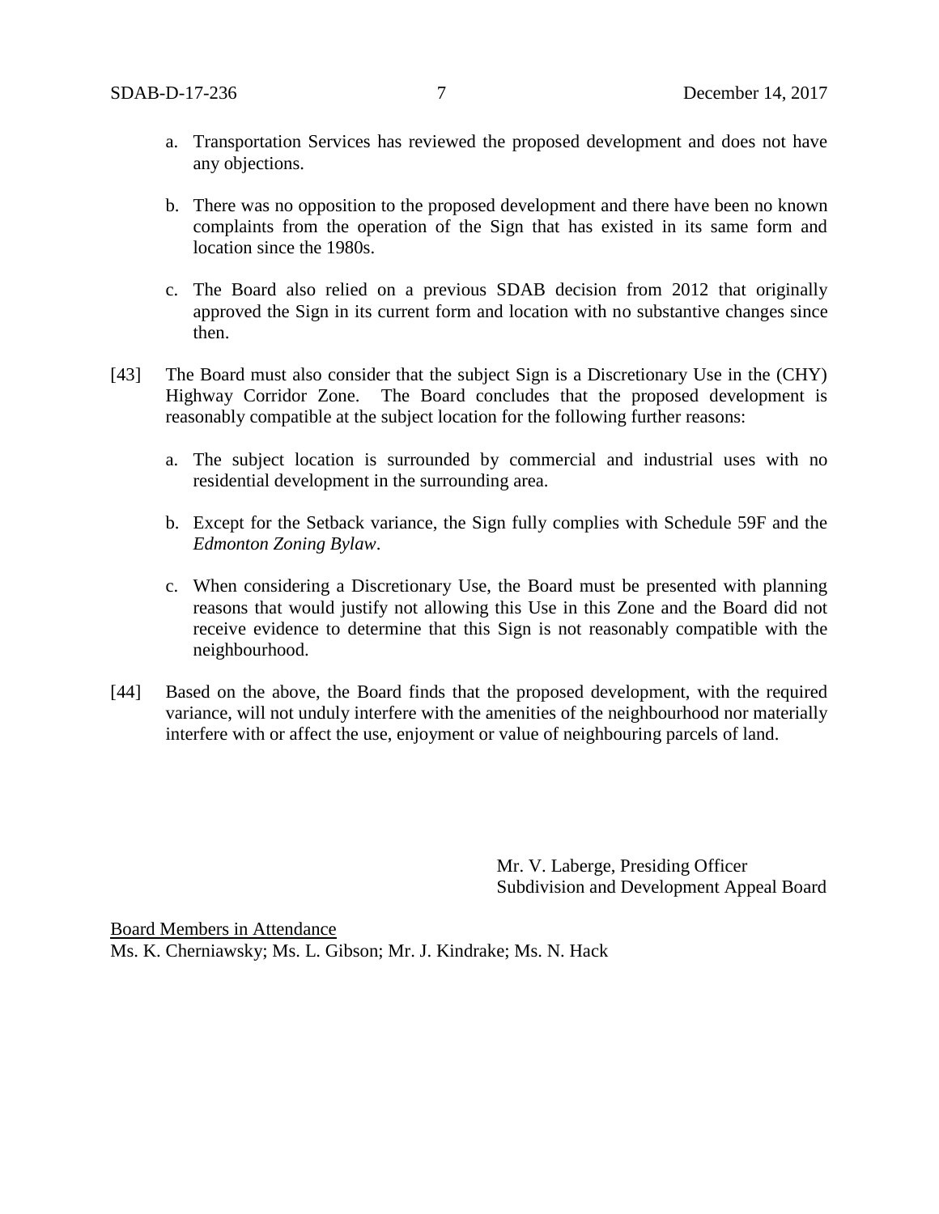a. Transportation Services has reviewed the proposed development and does not have any objections.

b. There was no opposition to the proposed development and there have been no known complaints from the operation of the Sign that has existed in its same form and location since the 1980s.

c. The Board also relied on a previous SDAB decision from 2012 that originally approved the Sign in its current form and location with no substantive changes since then.

[43] The Board must also consider that the subject Sign is a Discretionary Use in the (CHY) Highway Corridor Zone. The Board concludes that the proposed development is reasonably compatible at the subject location for the following further reasons:

a. The subject location is surrounded by commercial and industrial uses with no residential development in the surrounding area.

b. Except for the Setback variance, the Sign fully complies with Schedule 59F and the *Edmonton Zoning Bylaw*.

c. When considering a Discretionary Use, the Board must be presented with planning reasons that would justify not allowing this Use in this Zone and the Board did not receive evidence to determine that this Sign is not reasonably compatible with the neighbourhood.

[44] Based on the above, the Board finds that the proposed development, with the required variance, will not unduly interfere with the amenities of the neighbourhood nor materially interfere with or affect the use, enjoyment or value of neighbouring parcels of land.

Mr. V. Laberge, Presiding Officer
Subdivision and Development Appeal Board

Board Members in Attendance
Ms. K. Cherniawsky; Ms. L. Gibson; Mr. J. Kindrake; Ms. N. Hack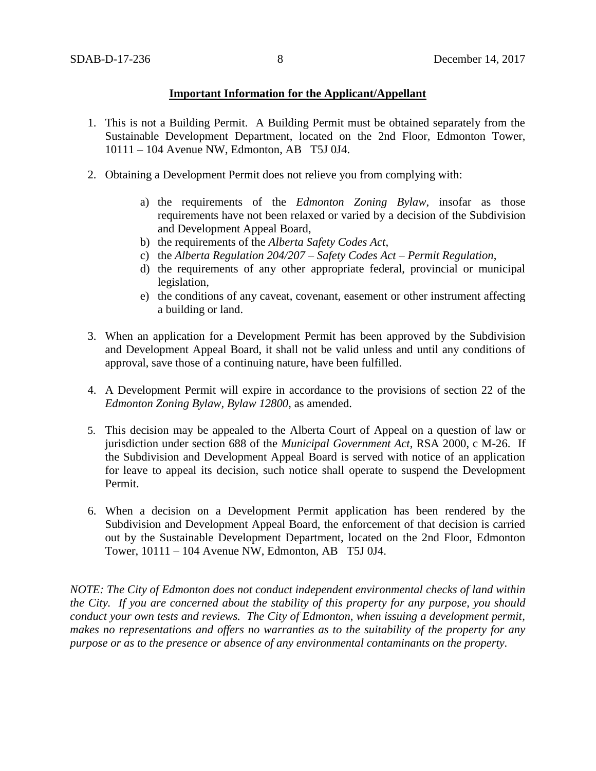**Important Information for the Applicant/Appellant**

1. This is not a Building Permit. A Building Permit must be obtained separately from the Sustainable Development Department, located on the 2nd Floor, Edmonton Tower, 10111 – 104 Avenue NW, Edmonton, AB T5J 0J4.

2. Obtaining a Development Permit does not relieve you from complying with:

    a) the requirements of the *Edmonton Zoning Bylaw*, insofar as those requirements have not been relaxed or varied by a decision of the Subdivision and Development Appeal Board,
    b) the requirements of the *Alberta Safety Codes Act*,
    c) the *Alberta Regulation 204/207 – Safety Codes Act – Permit Regulation*,
    d) the requirements of any other appropriate federal, provincial or municipal legislation,
    e) the conditions of any caveat, covenant, easement or other instrument affecting a building or land.

3. When an application for a Development Permit has been approved by the Subdivision and Development Appeal Board, it shall not be valid unless and until any conditions of approval, save those of a continuing nature, have been fulfilled.

4. A Development Permit will expire in accordance to the provisions of section 22 of the *Edmonton Zoning Bylaw, Bylaw 12800*, as amended.

5. This decision may be appealed to the Alberta Court of Appeal on a question of law or jurisdiction under section 688 of the *Municipal Government Act*, RSA 2000, c M-26. If the Subdivision and Development Appeal Board is served with notice of an application for leave to appeal its decision, such notice shall operate to suspend the Development Permit.

6. When a decision on a Development Permit application has been rendered by the Subdivision and Development Appeal Board, the enforcement of that decision is carried out by the Sustainable Development Department, located on the 2nd Floor, Edmonton Tower, 10111 – 104 Avenue NW, Edmonton, AB T5J 0J4.

*NOTE: The City of Edmonton does not conduct independent environmental checks of land within the City. If you are concerned about the stability of this property for any purpose, you should conduct your own tests and reviews. The City of Edmonton, when issuing a development permit, makes no representations and offers no warranties as to the suitability of the property for any purpose or as to the presence or absence of any environmental contaminants on the property.*